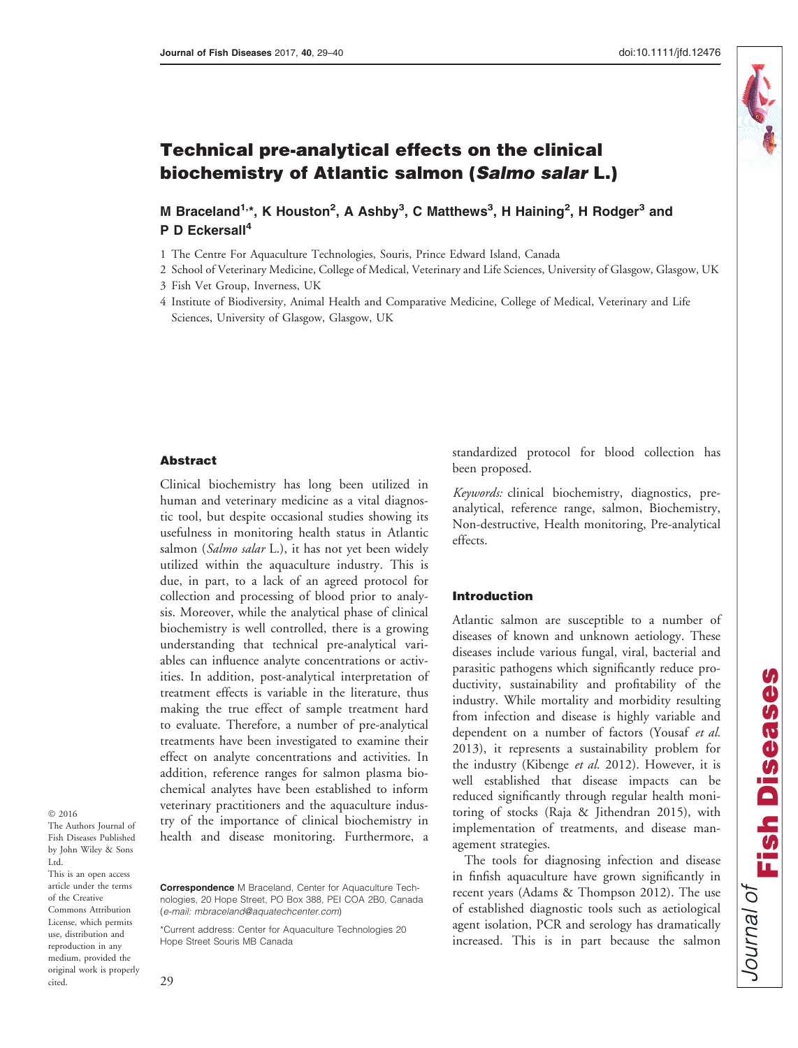# Technical pre-analytical effects on the clinical biochemistry of Atlantic salmon (*Salmo salar* L.)

**M Braceland[1,*], K Houston[2], A Ashby[3], C Matthews[3], H Haining[2], H Rodger[3] and P D Eckersall[4]**

1 The Centre For Aquaculture Technologies, Souris, Prince Edward Island, Canada

2 School of Veterinary Medicine, College of Medical, Veterinary and Life Sciences, University of Glasgow, Glasgow, UK

3 Fish Vet Group, Inverness, UK

4 Institute of Biodiversity, Animal Health and Comparative Medicine, College of Medical, Veterinary and Life Sciences, University of Glasgow, Glasgow, UK

## Abstract

Clinical biochemistry has long been utilized in human and veterinary medicine as a vital diagnostic tool, but despite occasional studies showing its usefulness in monitoring health status in Atlantic salmon (*Salmo salar* L.), it has not yet been widely utilized within the aquaculture industry. This is due, in part, to a lack of an agreed protocol for collection and processing of blood prior to analysis. Moreover, while the analytical phase of clinical biochemistry is well controlled, there is a growing understanding that technical pre-analytical variables can influence analyte concentrations or activities. In addition, post-analytical interpretation of treatment effects is variable in the literature, thus making the true effect of sample treatment hard to evaluate. Therefore, a number of pre-analytical treatments have been investigated to examine their effect on analyte concentrations and activities. In addition, reference ranges for salmon plasma biochemical analytes have been established to inform veterinary practitioners and the aquaculture industry of the importance of clinical biochemistry in health and disease monitoring. Furthermore, a standardized protocol for blood collection has been proposed.

*Keywords:* clinical biochemistry, diagnostics, pre-analytical, reference range, salmon, Biochemistry, Non-destructive, Health monitoring, Pre-analytical effects.

## Introduction

Atlantic salmon are susceptible to a number of diseases of known and unknown aetiology. These diseases include various fungal, viral, bacterial and parasitic pathogens which significantly reduce productivity, sustainability and profitability of the industry. While mortality and morbidity resulting from infection and disease is highly variable and dependent on a number of factors (Yousaf *et al.* 2013), it represents a sustainability problem for the industry (Kibenge *et al.* 2012). However, it is well established that disease impacts can be reduced significantly through regular health monitoring of stocks (Raja & Jithendran 2015), with implementation of treatments, and disease management strategies.

The tools for diagnosing infection and disease in finfish aquaculture have grown significantly in recent years (Adams & Thompson 2012). The use of established diagnostic tools such as aetiological agent isolation, PCR and serology has dramatically increased. This is in part because the salmon

© 2016 The Authors Journal of Fish Diseases Published by John Wiley & Sons Ltd.
This is an open access article under the terms of the Creative Commons Attribution License, which permits use, distribution and reproduction in any medium, provided the original work is properly cited.

**Correspondence** M Braceland, Center for Aquaculture Technologies, 20 Hope Street, PO Box 388, PEI COA 2B0, Canada (*e-mail: mbraceland@aquatechcenter.com*)

*Current address: Center for Aquaculture Technologies 20 Hope Street Souris MB Canada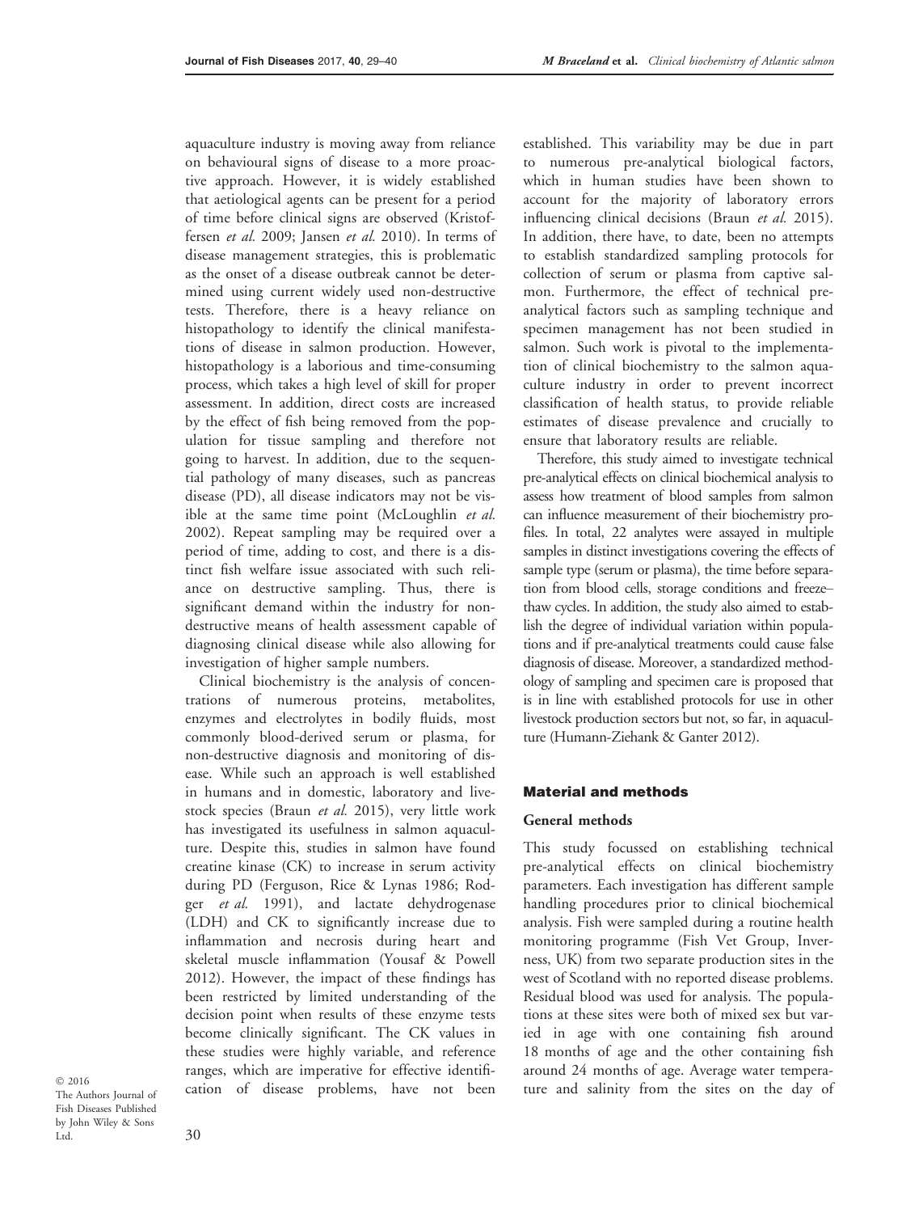aquaculture industry is moving away from reliance on behavioural signs of disease to a more proactive approach. However, it is widely established that aetiological agents can be present for a period of time before clinical signs are observed (Kristoffersen *et al.* 2009; Jansen *et al.* 2010). In terms of disease management strategies, this is problematic as the onset of a disease outbreak cannot be determined using current widely used non-destructive tests. Therefore, there is a heavy reliance on histopathology to identify the clinical manifestations of disease in salmon production. However, histopathology is a laborious and time-consuming process, which takes a high level of skill for proper assessment. In addition, direct costs are increased by the effect of fish being removed from the population for tissue sampling and therefore not going to harvest. In addition, due to the sequential pathology of many diseases, such as pancreas disease (PD), all disease indicators may not be visible at the same time point (McLoughlin *et al.* 2002). Repeat sampling may be required over a period of time, adding to cost, and there is a distinct fish welfare issue associated with such reliance on destructive sampling. Thus, there is significant demand within the industry for non-destructive means of health assessment capable of diagnosing clinical disease while also allowing for investigation of higher sample numbers.

Clinical biochemistry is the analysis of concentrations of numerous proteins, metabolites, enzymes and electrolytes in bodily fluids, most commonly blood-derived serum or plasma, for non-destructive diagnosis and monitoring of disease. While such an approach is well established in humans and in domestic, laboratory and livestock species (Braun *et al.* 2015), very little work has investigated its usefulness in salmon aquaculture. Despite this, studies in salmon have found creatine kinase (CK) to increase in serum activity during PD (Ferguson, Rice & Lynas 1986; Rodger *et al.* 1991), and lactate dehydrogenase (LDH) and CK to significantly increase due to inflammation and necrosis during heart and skeletal muscle inflammation (Yousaf & Powell 2012). However, the impact of these findings has been restricted by limited understanding of the decision point when results of these enzyme tests become clinically significant. The CK values in these studies were highly variable, and reference ranges, which are imperative for effective identification of disease problems, have not been established. This variability may be due in part to numerous pre-analytical biological factors, which in human studies have been shown to account for the majority of laboratory errors influencing clinical decisions (Braun *et al.* 2015). In addition, there have, to date, been no attempts to establish standardized sampling protocols for collection of serum or plasma from captive salmon. Furthermore, the effect of technical pre-analytical factors such as sampling technique and specimen management has not been studied in salmon. Such work is pivotal to the implementation of clinical biochemistry to the salmon aquaculture industry in order to prevent incorrect classification of health status, to provide reliable estimates of disease prevalence and crucially to ensure that laboratory results are reliable.

Therefore, this study aimed to investigate technical pre-analytical effects on clinical biochemical analysis to assess how treatment of blood samples from salmon can influence measurement of their biochemistry profiles. In total, 22 analytes were assayed in multiple samples in distinct investigations covering the effects of sample type (serum or plasma), the time before separation from blood cells, storage conditions and freeze–thaw cycles. In addition, the study also aimed to establish the degree of individual variation within populations and if pre-analytical treatments could cause false diagnosis of disease. Moreover, a standardized methodology of sampling and specimen care is proposed that is in line with established protocols for use in other livestock production sectors but not, so far, in aquaculture (Humann-Ziehank & Ganter 2012).

## Material and methods

### General methods

This study focussed on establishing technical pre-analytical effects on clinical biochemistry parameters. Each investigation has different sample handling procedures prior to clinical biochemical analysis. Fish were sampled during a routine health monitoring programme (Fish Vet Group, Inverness, UK) from two separate production sites in the west of Scotland with no reported disease problems. Residual blood was used for analysis. The populations at these sites were both of mixed sex but varied in age with one containing fish around 18 months of age and the other containing fish around 24 months of age. Average water temperature and salinity from the sites on the day of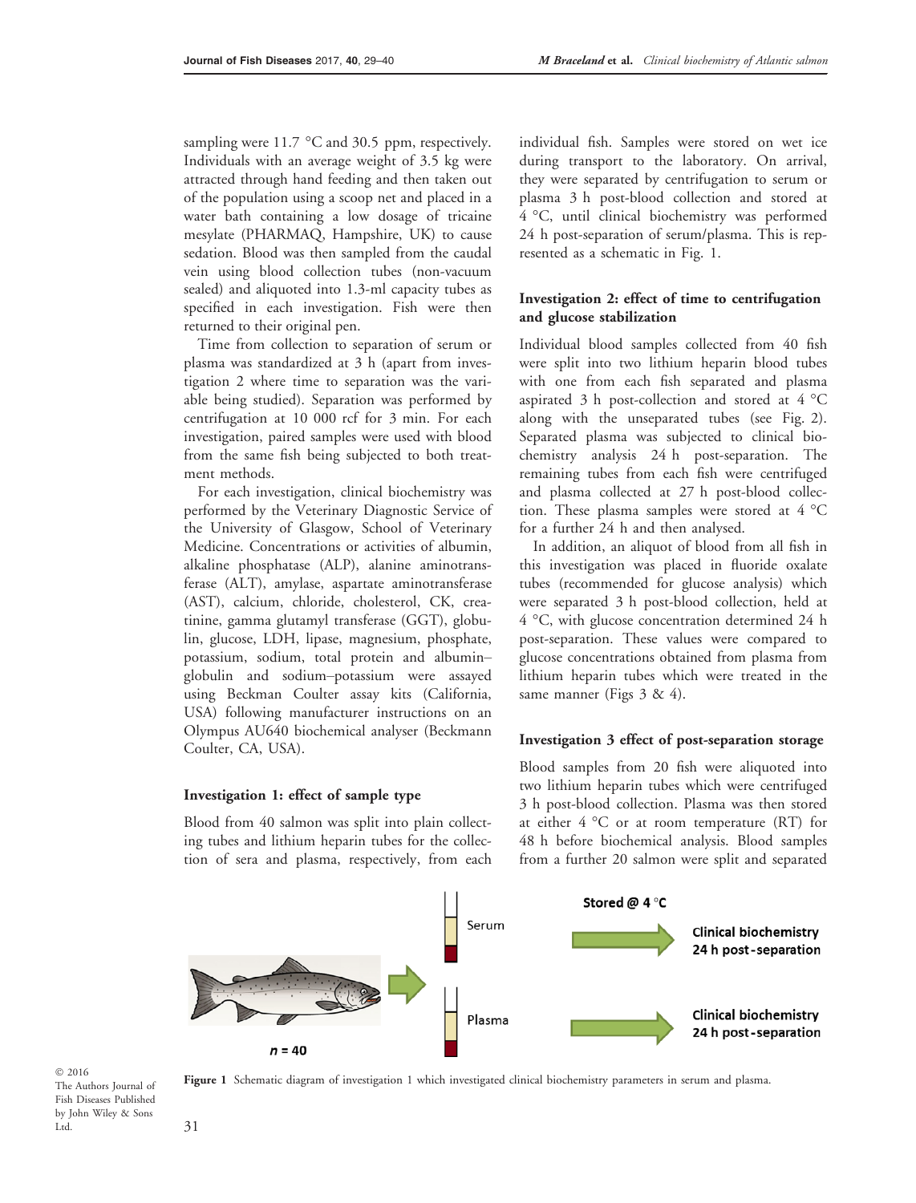sampling were 11.7 °C and 30.5 ppm, respectively. Individuals with an average weight of 3.5 kg were attracted through hand feeding and then taken out of the population using a scoop net and placed in a water bath containing a low dosage of tricaine mesylate (PHARMAQ, Hampshire, UK) to cause sedation. Blood was then sampled from the caudal vein using blood collection tubes (non-vacuum sealed) and aliquoted into 1.3-ml capacity tubes as specified in each investigation. Fish were then returned to their original pen.

Time from collection to separation of serum or plasma was standardized at 3 h (apart from investigation 2 where time to separation was the variable being studied). Separation was performed by centrifugation at 10 000 rcf for 3 min. For each investigation, paired samples were used with blood from the same fish being subjected to both treatment methods.

For each investigation, clinical biochemistry was performed by the Veterinary Diagnostic Service of the University of Glasgow, School of Veterinary Medicine. Concentrations or activities of albumin, alkaline phosphatase (ALP), alanine aminotransferase (ALT), amylase, aspartate aminotransferase (AST), calcium, chloride, cholesterol, CK, creatinine, gamma glutamyl transferase (GGT), globulin, glucose, LDH, lipase, magnesium, phosphate, potassium, sodium, total protein and albumin–globulin and sodium–potassium were assayed using Beckman Coulter assay kits (California, USA) following manufacturer instructions on an Olympus AU640 biochemical analyser (Beckmann Coulter, CA, USA).

### Investigation 1: effect of sample type

Blood from 40 salmon was split into plain collecting tubes and lithium heparin tubes for the collection of sera and plasma, respectively, from each individual fish. Samples were stored on wet ice during transport to the laboratory. On arrival, they were separated by centrifugation to serum or plasma 3 h post-blood collection and stored at 4 °C, until clinical biochemistry was performed 24 h post-separation of serum/plasma. This is represented as a schematic in Fig. 1.

### Investigation 2: effect of time to centrifugation and glucose stabilization

Individual blood samples collected from 40 fish were split into two lithium heparin blood tubes with one from each fish separated and plasma aspirated 3 h post-collection and stored at 4 °C along with the unseparated tubes (see Fig. 2). Separated plasma was subjected to clinical biochemistry analysis 24 h post-separation. The remaining tubes from each fish were centrifuged and plasma collected at 27 h post-blood collection. These plasma samples were stored at 4 °C for a further 24 h and then analysed.

In addition, an aliquot of blood from all fish in this investigation was placed in fluoride oxalate tubes (recommended for glucose analysis) which were separated 3 h post-blood collection, held at 4 °C, with glucose concentration determined 24 h post-separation. These values were compared to glucose concentrations obtained from plasma from lithium heparin tubes which were treated in the same manner (Figs 3 & 4).

### Investigation 3 effect of post-separation storage

Blood samples from 20 fish were aliquoted into two lithium heparin tubes which were centrifuged 3 h post-blood collection. Plasma was then stored at either 4 °C or at room temperature (RT) for 48 h before biochemical analysis. Blood samples from a further 20 salmon were split and separated

Stored @ 4 °C

Serum

Plasma

Clinical biochemistry 24 h post-separation

Clinical biochemistry 24 h post-separation

$n = 40$

Figure 1 Schematic diagram of investigation 1 which investigated clinical biochemistry parameters in serum and plasma.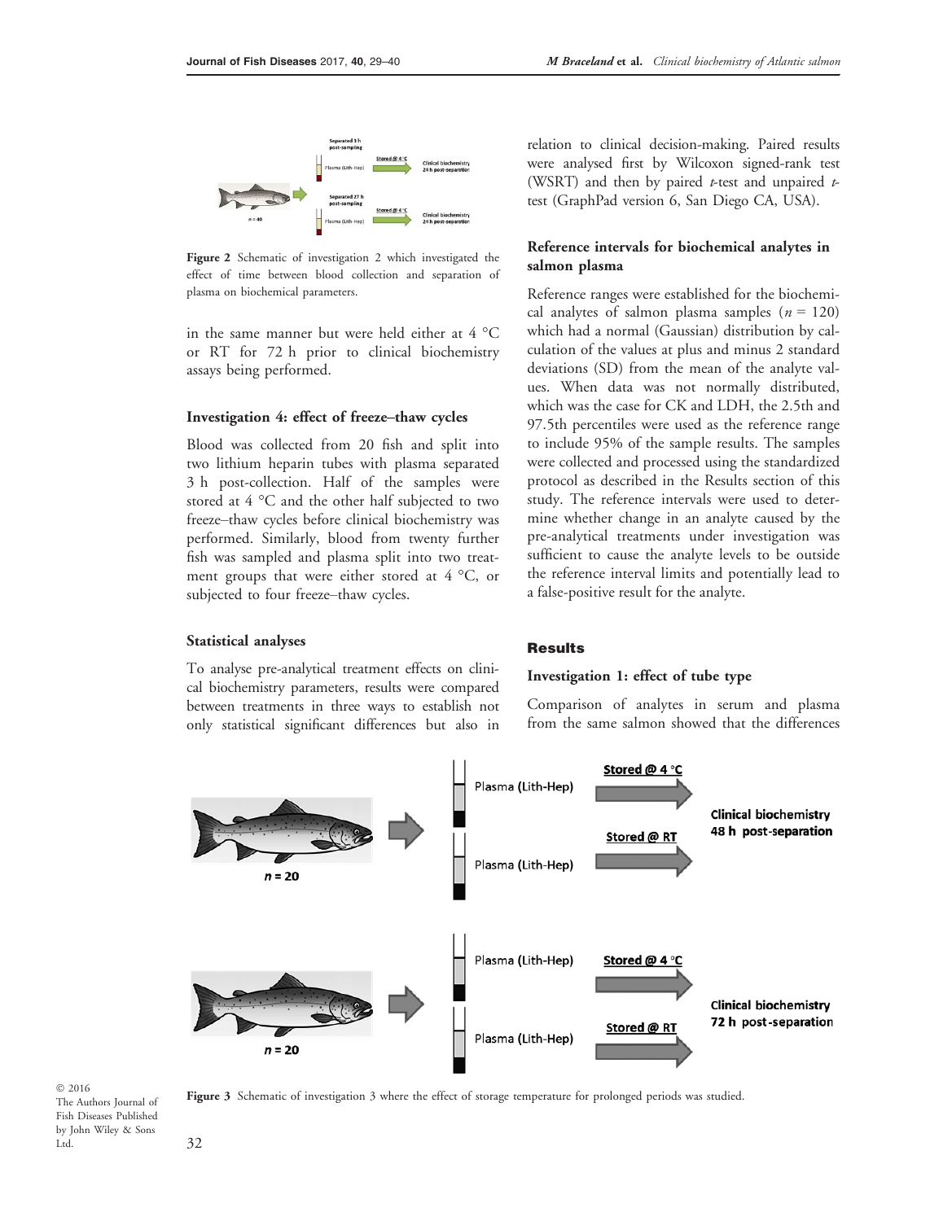Separated 3 h post-sampling

Plasma (Lith-Hep)

Stored @ 4 °C

Clinical biochemistry 24 h post-separation

n = 40

Separated 27 h post-sampling

Plasma (Lith-Hep)

Stored @ 4 °C

Clinical biochemistry 24 h post-separation

**Figure 2** Schematic of investigation 2 which investigated the effect of time between blood collection and separation of plasma on biochemical parameters.

in the same manner but were held either at 4 °C or RT for 72 h prior to clinical biochemistry assays being performed.

### Investigation 4: effect of freeze–thaw cycles

Blood was collected from 20 fish and split into two lithium heparin tubes with plasma separated 3 h post-collection. Half of the samples were stored at 4 °C and the other half subjected to two freeze–thaw cycles before clinical biochemistry was performed. Similarly, blood from twenty further fish was sampled and plasma split into two treatment groups that were either stored at 4 °C, or subjected to four freeze–thaw cycles.

### Statistical analyses

To analyse pre-analytical treatment effects on clinical biochemistry parameters, results were compared between treatments in three ways to establish not only statistical significant differences but also in relation to clinical decision-making. Paired results were analysed first by Wilcoxon signed-rank test (WSRT) and then by paired *t*-test and unpaired *t*-test (GraphPad version 6, San Diego CA, USA).

### Reference intervals for biochemical analytes in salmon plasma

Reference ranges were established for the biochemical analytes of salmon plasma samples ($n = 120$) which had a normal (Gaussian) distribution by calculation of the values at plus and minus 2 standard deviations (SD) from the mean of the analyte values. When data was not normally distributed, which was the case for CK and LDH, the 2.5th and 97.5th percentiles were used as the reference range to include 95% of the sample results. The samples were collected and processed using the standardized protocol as described in the Results section of this study. The reference intervals were used to determine whether change in an analyte caused by the pre-analytical treatments under investigation was sufficient to cause the analyte levels to be outside the reference interval limits and potentially lead to a false-positive result for the analyte.

## Results

### Investigation 1: effect of tube type

Comparison of analytes in serum and plasma from the same salmon showed that the differences

n = 20

Plasma (Lith-Hep)

Stored @ 4 °C

Plasma (Lith-Hep)

Stored @ RT

Clinical biochemistry 48 h post-separation

n = 20

Plasma (Lith-Hep)

Stored @ 4 °C

Plasma (Lith-Hep)

Stored @ RT

Clinical biochemistry 72 h post-separation

**Figure 3** Schematic of investigation 3 where the effect of storage temperature for prolonged periods was studied.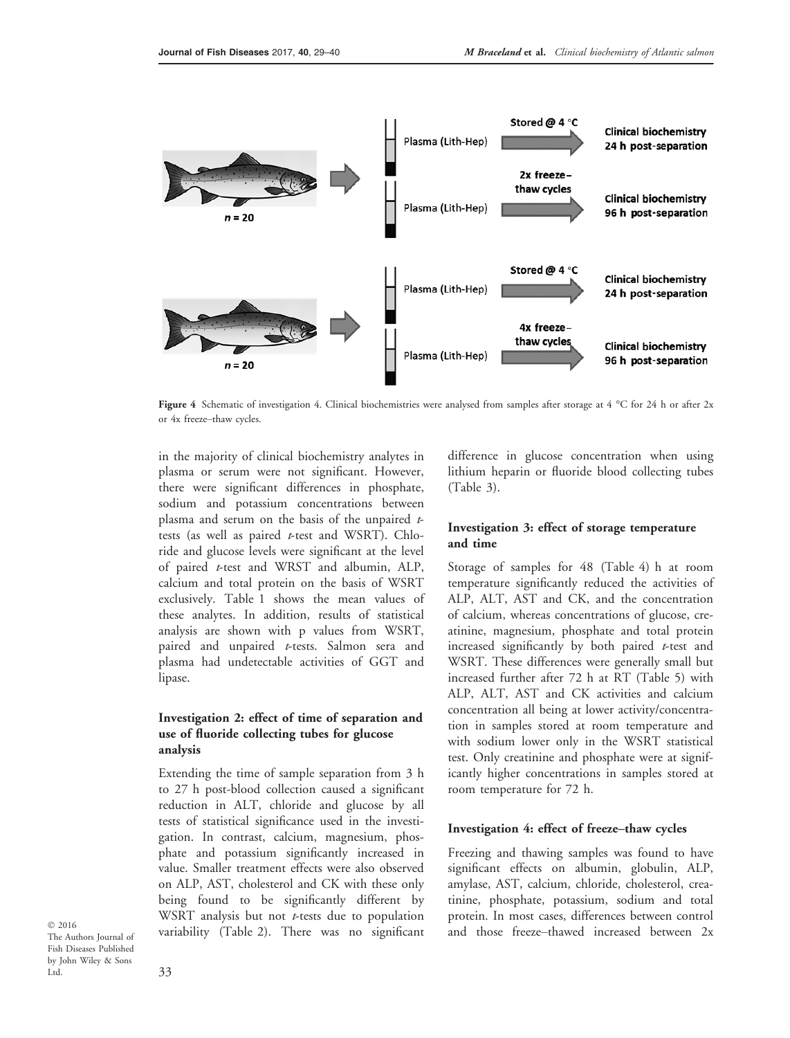Figure 4 Schematic of investigation 4. Clinical biochemistries were analysed from samples after storage at 4 °C for 24 h or after 2x or 4x freeze–thaw cycles.

in the majority of clinical biochemistry analytes in plasma or serum were not significant. However, there were significant differences in phosphate, sodium and potassium concentrations between plasma and serum on the basis of the unpaired *t*-tests (as well as paired *t*-test and WSRT). Chloride and glucose levels were significant at the level of paired *t*-test and WRST and albumin, ALP, calcium and total protein on the basis of WSRT exclusively. Table 1 shows the mean values of these analytes. In addition, results of statistical analysis are shown with p values from WSRT, paired and unpaired *t*-tests. Salmon sera and plasma had undetectable activities of GGT and lipase.

#### Investigation 2: effect of time of separation and use of fluoride collecting tubes for glucose analysis

Extending the time of sample separation from 3 h to 27 h post-blood collection caused a significant reduction in ALT, chloride and glucose by all tests of statistical significance used in the investigation. In contrast, calcium, magnesium, phosphate and potassium significantly increased in value. Smaller treatment effects were also observed on ALP, AST, cholesterol and CK with these only being found to be significantly different by WSRT analysis but not *t*-tests due to population variability (Table 2). There was no significant difference in glucose concentration when using lithium heparin or fluoride blood collecting tubes (Table 3).

#### Investigation 3: effect of storage temperature and time

Storage of samples for 48 (Table 4) h at room temperature significantly reduced the activities of ALP, ALT, AST and CK, and the concentration of calcium, whereas concentrations of glucose, creatinine, magnesium, phosphate and total protein increased significantly by both paired *t*-test and WSRT. These differences were generally small but increased further after 72 h at RT (Table 5) with ALP, ALT, AST and CK activities and calcium concentration all being at lower activity/concentration in samples stored at room temperature and with sodium lower only in the WSRT statistical test. Only creatinine and phosphate were at significantly higher concentrations in samples stored at room temperature for 72 h.

#### Investigation 4: effect of freeze–thaw cycles

Freezing and thawing samples was found to have significant effects on albumin, globulin, ALP, amylase, AST, calcium, chloride, cholesterol, creatinine, phosphate, potassium, sodium and total protein. In most cases, differences between control and those freeze–thawed increased between 2x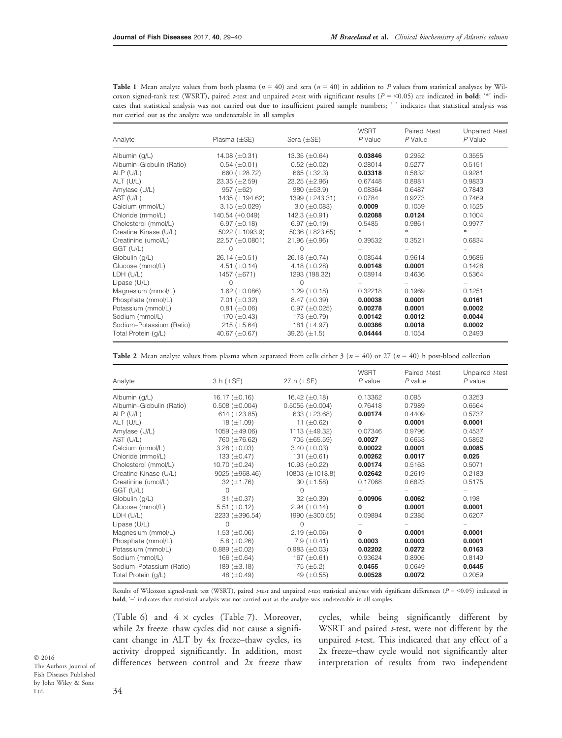**Table 1** Mean analyte values from both plasma ($n$ = 40) and sera ($n$ = 40) in addition to $P$ values from statistical analyses by Wilcoxon signed-rank test (WSRT), paired $t$-test and unpaired $t$-test with significant results ($P$ = <0.05) are indicated in **bold**; '*' indicates that statistical analysis was not carried out due to insufficient paired sample numbers; '–' indicates that statistical analysis was not carried out as the analyte was undetectable in all samples

| Analyte | Plasma (±SE) | Sera (±SE) | WSRT P Value | Paired t-test P Value | Unpaired t-test P Value |
|---|---|---|---|---|---|
| Albumin (g/L) | 14.08 (±0.31) | 13.35 (±0.64) | **0.03846** | 0.2952 | 0.3555 |
| Albumin–Globulin (Ratio) | 0.54 (±0.01) | 0.52 (±0.02) | 0.28014 | 0.5277 | 0.5151 |
| ALP (U/L) | 660 (±28.72) | 665 (±32.3) | **0.03318** | 0.5832 | 0.9281 |
| ALT (U/L) | 23.35 (±2.59) | 23.25 (±2.96) | 0.67448 | 0.8981 | 0.9833 |
| Amylase (U/L) | 957 (±62) | 980 (±53.9) | 0.08364 | 0.6487 | 0.7843 |
| AST (U/L) | 1435 (±194.62) | 1399 (±243.31) | 0.0784 | 0.9273 | 0.7469 |
| Calcium (mmol/L) | 3.15 (±0.029) | 3.0 (±0.083) | **0.0009** | 0.1059 | 0.1525 |
| Chloride (mmol/L) | 140.54 (+0.049) | 142.3 (±0.91) | **0.02088** | **0.0124** | 0.1004 |
| Cholesterol (mmol/L) | 6.97 (±0.18) | 6.97 (±0.19) | 0.5485 | 0.9861 | 0.9977 |
| Creatine Kinase (U/L) | 5022 (±1093.9) | 5036 (±823.65) | * | * | * |
| Creatinine (umol/L) | 22.57 (±0.0801) | 21.96 (±0.96) | 0.39532 | 0.3521 | 0.6834 |
| GGT (U/L) | 0 | 0 | – | – | – |
| Globulin (g/L) | 26.14 (±0.51) | 26.18 (±0.74) | 0.08544 | 0.9614 | 0.9686 |
| Glucose (mmol/L) | 4.51 (±0.14) | 4.18 (±0.28) | **0.00148** | **0.0001** | 0.1428 |
| LDH (U/L) | 1457 (±671) | 1293 (198.32) | 0.08914 | 0.4636 | 0.5364 |
| Lipase (U/L) | 0 | 0 | – | – | – |
| Magnesium (mmol/L) | 1.62 (±0.086) | 1.29 (±0.18) | 0.32218 | 0.1969 | 0.1251 |
| Phosphate (mmol/L) | 7.01 (±0.32) | 8.47 (±0.39) | **0.00038** | **0.0001** | **0.0161** |
| Potassium (mmol/L) | 0.81 (±0.06) | 0.97 (±0.025) | **0.00278** | **0.0001** | **0.0002** |
| Sodium (mmol/L) | 170 (±0.43) | 173 (±0.79) | **0.00142** | **0.0012** | **0.0044** |
| Sodium–Potassium (Ratio) | 215 (±5.64) | 181 (±4.97) | **0.00386** | **0.0018** | **0.0002** |
| Total Protein (g/L) | 40.67 (±0.67) | 39.25 (±1.5) | **0.04444** | 0.1054 | 0.2493 |

**Table 2** Mean analyte values from plasma when separated from cells either 3 ($n$ = 40) or 27 ($n$ = 40) h post-blood collection

| Analyte | 3 h (±SE) | 27 h (±SE) | WSRT P value | Paired t-test P value | Unpaired t-test P value |
|---|---|---|---|---|---|
| Albumin (g/L) | 16.17 (±0.16) | 16.42 (±0.18) | 0.13362 | 0.095 | 0.3253 |
| Albumin–Globulin (Ratio) | 0.508 (±0.004) | 0.5055 (±0.004) | 0.76418 | 0.7989 | 0.6564 |
| ALP (U/L) | 614 (±23.85) | 633 (±23.68) | **0.00174** | 0.4409 | 0.5737 |
| ALT (U/L) | 18 (±1.09) | 11 (±0.62) | **0** | **0.0001** | **0.0001** |
| Amylase (U/L) | 1059 (±49.06) | 1113 (±49.32) | 0.07346 | 0.9796 | 0.4537 |
| AST (U/L) | 760 (±76.62) | 705 (±65.59) | **0.0027** | 0.6653 | 0.5852 |
| Calcium (mmol/L) | 3.28 (±0.03) | 3.40 (±0.03) | **0.00022** | **0.0001** | **0.0085** |
| Chloride (mmol/L) | 133 (±0.47) | 131 (±0.61) | **0.00262** | **0.0017** | **0.025** |
| Cholesterol (mmol/L) | 10.70 (±0.24) | 10.93 (±0.22) | **0.00174** | 0.5163 | 0.5071 |
| Creatine Kinase (U/L) | 9025 (±968.46) | 10803 (±1018.8) | **0.02642** | 0.2619 | 0.2183 |
| Creatinine (umol/L) | 32 (±1.76) | 30 (±1.58) | 0.17068 | 0.6823 | 0.5175 |
| GGT (U/L) | 0 | 0 | – | – | – |
| Globulin (g/L) | 31 (±0.37) | 32 (±0.39) | **0.00906** | **0.0062** | 0.198 |
| Glucose (mmol/L) | 5.51 (±0.12) | 2.94 (±0.14) | **0** | **0.0001** | **0.0001** |
| LDH (U/L) | 2233 (±396.54) | 1990 (±300.55) | 0.09894 | 0.2385 | 0.6207 |
| Lipase (U/L) | 0 | 0 | – | – | – |
| Magnesium (mmol/L) | 1.53 (±0.06) | 2.19 (±0.06) | **0** | **0.0001** | **0.0001** |
| Phosphate (mmol/L) | 5.8 (±0.26) | 7.9 (±0.41) | **0.0003** | **0.0003** | **0.0001** |
| Potassium (mmol/L) | 0.889 (±0.02) | 0.983 (±0.03) | **0.02202** | **0.0272** | **0.0163** |
| Sodium (mmol/L) | 166 (±0.64) | 167 (±0.61) | 0.93624 | 0.8905 | 0.8149 |
| Sodium–Potassium (Ratio) | 189 (±3.18) | 175 (±5.2) | **0.0455** | 0.0649 | **0.0445** |
| Total Protein (g/L) | 48 (±0.49) | 49 (±0.55) | **0.00528** | **0.0072** | 0.2059 |

Results of Wilcoxon signed-rank test (WSRT), paired $t$-test and unpaired $t$-test statistical analyses with significant differences ($P$ = <0.05) indicated in **bold**; '–' indicates that statistical analysis was not carried out as the analyte was undetectable in all samples.

(Table 6) and 4 × cycles (Table 7). Moreover, while 2x freeze–thaw cycles did not cause a significant change in ALT by 4x freeze–thaw cycles, its activity dropped significantly. In addition, most differences between control and 2x freeze–thaw cycles, while being significantly different by WSRT and paired $t$-test, were not different by the unpaired $t$-test. This indicated that any effect of a 2x freeze–thaw cycle would not significantly alter interpretation of results from two independent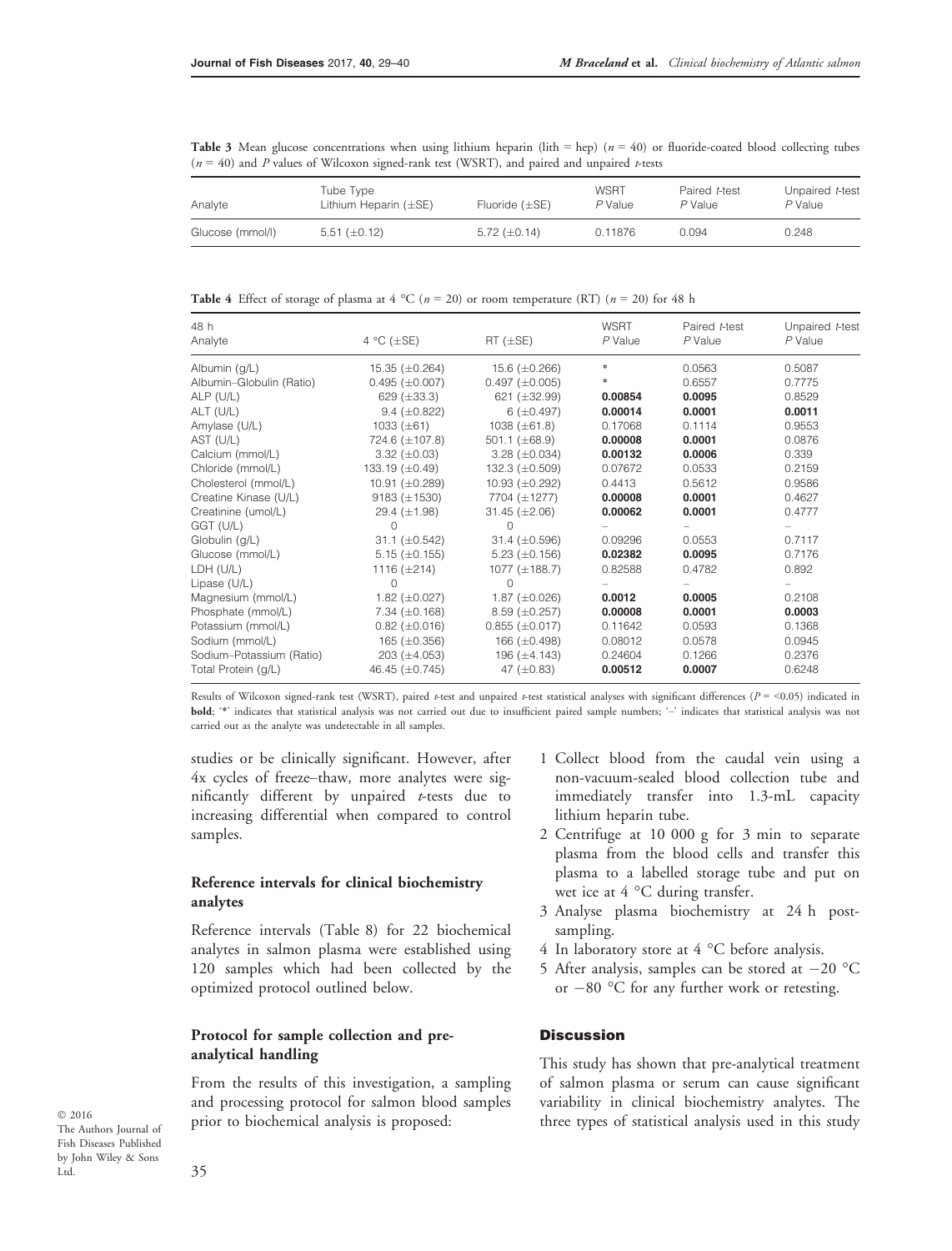**Table 3** Mean glucose concentrations when using lithium heparin (lith = hep) ($n = 40$) or fluoride-coated blood collecting tubes ($n = 40$) and $P$ values of Wilcoxon signed-rank test (WSRT), and paired and unpaired $t$-tests

| Analyte | Tube Type Lithium Heparin (±SE) | Fluoride (±SE) | WSRT P Value | Paired t-test P Value | Unpaired t-test P Value |
|---|---|---|---|---|---|
| Glucose (mmol/l) | 5.51 (±0.12) | 5.72 (±0.14) | 0.11876 | 0.094 | 0.248 |

**Table 4** Effect of storage of plasma at 4 °C ($n = 20$) or room temperature (RT) ($n = 20$) for 48 h

| 48 h Analyte | 4 °C (±SE) | RT (±SE) | WSRT P Value | Paired t-test P Value | Unpaired t-test P Value |
|---|---|---|---|---|---|
| Albumin (g/L) | 15.35 (±0.264) | 15.6 (±0.266) | * | 0.0563 | 0.5087 |
| Albumin–Globulin (Ratio) | 0.495 (±0.007) | 0.497 (±0.005) | * | 0.6557 | 0.7775 |
| ALP (U/L) | 629 (±33.3) | 621 (±32.99) | **0.00854** | **0.0095** | 0.8529 |
| ALT (U/L) | 9.4 (±0.822) | 6 (±0.497) | **0.00014** | **0.0001** | **0.0011** |
| Amylase (U/L) | 1033 (±61) | 1038 (±61.8) | 0.17068 | 0.1114 | 0.9553 |
| AST (U/L) | 724.6 (±107.8) | 501.1 (±68.9) | **0.00008** | **0.0001** | 0.0876 |
| Calcium (mmol/L) | 3.32 (±0.03) | 3.28 (±0.034) | **0.00132** | **0.0006** | 0.339 |
| Chloride (mmol/L) | 133.19 (±0.49) | 132.3 (±0.509) | 0.07672 | 0.0533 | 0.2159 |
| Cholesterol (mmol/L) | 10.91 (±0.289) | 10.93 (±0.292) | 0.4413 | 0.5612 | 0.9586 |
| Creatine Kinase (U/L) | 9183 (±1530) | 7704 (±1277) | **0.00008** | **0.0001** | 0.4627 |
| Creatinine (umol/L) | 29.4 (±1.98) | 31.45 (±2.06) | **0.00062** | **0.0001** | 0.4777 |
| GGT (U/L) | 0 | 0 | – | – | – |
| Globulin (g/L) | 31.1 (±0.542) | 31.4 (±0.596) | 0.09296 | 0.0553 | 0.7117 |
| Glucose (mmol/L) | 5.15 (±0.155) | 5.23 (±0.156) | **0.02382** | **0.0095** | 0.7176 |
| LDH (U/L) | 1116 (±214) | 1077 (±188.7) | 0.82588 | 0.4782 | 0.892 |
| Lipase (U/L) | 0 | 0 | – | – | – |
| Magnesium (mmol/L) | 1.82 (±0.027) | 1.87 (±0.026) | **0.0012** | **0.0005** | 0.2108 |
| Phosphate (mmol/L) | 7.34 (±0.168) | 8.59 (±0.257) | **0.00008** | **0.0001** | **0.0003** |
| Potassium (mmol/L) | 0.82 (±0.016) | 0.855 (±0.017) | 0.11642 | 0.0593 | 0.1368 |
| Sodium (mmol/L) | 165 (±0.356) | 166 (±0.498) | 0.08012 | 0.0578 | 0.0945 |
| Sodium–Potassium (Ratio) | 203 (±4.053) | 196 (±4.143) | 0.24604 | 0.1266 | 0.2376 |
| Total Protein (g/L) | 46.45 (±0.745) | 47 (±0.83) | **0.00512** | **0.0007** | 0.6248 |

Results of Wilcoxon signed-rank test (WSRT), paired $t$-test and unpaired $t$-test statistical analyses with significant differences ($P = <0.05$) indicated in **bold**; '*' indicates that statistical analysis was not carried out due to insufficient paired sample numbers; '–' indicates that statistical analysis was not carried out as the analyte was undetectable in all samples.

studies or be clinically significant. However, after 4x cycles of freeze–thaw, more analytes were significantly different by unpaired $t$-tests due to increasing differential when compared to control samples.

### Reference intervals for clinical biochemistry analytes

Reference intervals (Table 8) for 22 biochemical analytes in salmon plasma were established using 120 samples which had been collected by the optimized protocol outlined below.

### Protocol for sample collection and pre-analytical handling

From the results of this investigation, a sampling and processing protocol for salmon blood samples prior to biochemical analysis is proposed:

1. Collect blood from the caudal vein using a non-vacuum-sealed blood collection tube and immediately transfer into 1.3-mL capacity lithium heparin tube.
2. Centrifuge at 10 000 g for 3 min to separate plasma from the blood cells and transfer this plasma to a labelled storage tube and put on wet ice at 4 °C during transfer.
3. Analyse plasma biochemistry at 24 h post-sampling.
4. In laboratory store at 4 °C before analysis.
5. After analysis, samples can be stored at −20 °C or −80 °C for any further work or retesting.

## Discussion

This study has shown that pre-analytical treatment of salmon plasma or serum can cause significant variability in clinical biochemistry analytes. The three types of statistical analysis used in this study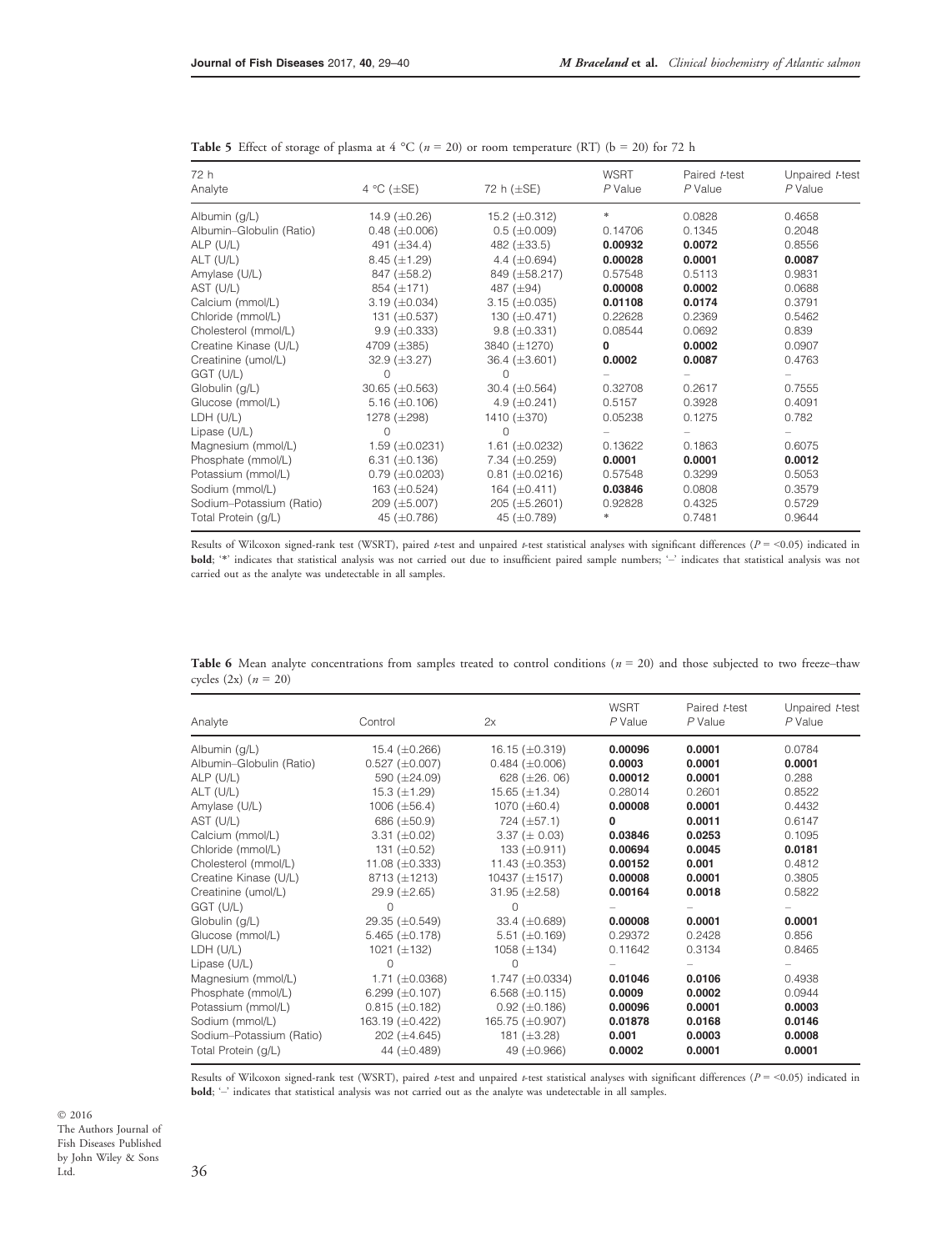**Table 5** Effect of storage of plasma at 4 °C ($n = 20$) or room temperature (RT) (b = 20) for 72 h

| 72 h<br>Analyte | 4 °C (±SE) | 72 h (±SE) | WSRT<br>*P* Value | Paired *t*-test<br>*P* Value | Unpaired *t*-test<br>*P* Value |
|---|---|---|---|---|---|
| Albumin (g/L) | 14.9 (±0.26) | 15.2 (±0.312) | * | 0.0828 | 0.4658 |
| Albumin–Globulin (Ratio) | 0.48 (±0.006) | 0.5 (±0.009) | 0.14706 | 0.1345 | 0.2048 |
| ALP (U/L) | 491 (±34.4) | 482 (±33.5) | **0.00932** | **0.0072** | 0.8556 |
| ALT (U/L) | 8.45 (±1.29) | 4.4 (±0.694) | **0.00028** | **0.0001** | **0.0087** |
| Amylase (U/L) | 847 (±58.2) | 849 (±58.217) | 0.57548 | 0.5113 | 0.9831 |
| AST (U/L) | 854 (±171) | 487 (±94) | **0.00008** | **0.0002** | 0.0688 |
| Calcium (mmol/L) | 3.19 (±0.034) | 3.15 (±0.035) | **0.01108** | **0.0174** | 0.3791 |
| Chloride (mmol/L) | 131 (±0.537) | 130 (±0.471) | 0.22628 | 0.2369 | 0.5462 |
| Cholesterol (mmol/L) | 9.9 (±0.333) | 9.8 (±0.331) | 0.08544 | 0.0692 | 0.839 |
| Creatine Kinase (U/L) | 4709 (±385) | 3840 (±1270) | **0** | **0.0002** | 0.0907 |
| Creatinine (umol/L) | 32.9 (±3.27) | 36.4 (±3.601) | **0.0002** | **0.0087** | 0.4763 |
| GGT (U/L) | 0 | 0 | – | – | – |
| Globulin (g/L) | 30.65 (±0.563) | 30.4 (±0.564) | 0.32708 | 0.2617 | 0.7555 |
| Glucose (mmol/L) | 5.16 (±0.106) | 4.9 (±0.241) | 0.5157 | 0.3928 | 0.4091 |
| LDH (U/L) | 1278 (±298) | 1410 (±370) | 0.05238 | 0.1275 | 0.782 |
| Lipase (U/L) | 0 | 0 | – | – | – |
| Magnesium (mmol/L) | 1.59 (±0.0231) | 1.61 (±0.0232) | 0.13622 | 0.1863 | 0.6075 |
| Phosphate (mmol/L) | 6.31 (±0.136) | 7.34 (±0.259) | **0.0001** | **0.0001** | **0.0012** |
| Potassium (mmol/L) | 0.79 (±0.0203) | 0.81 (±0.0216) | 0.57548 | 0.3299 | 0.5053 |
| Sodium (mmol/L) | 163 (±0.524) | 164 (±0.411) | **0.03846** | 0.0808 | 0.3579 |
| Sodium–Potassium (Ratio) | 209 (±5.007) | 205 (±5.2601) | 0.92828 | 0.4325 | 0.5729 |
| Total Protein (g/L) | 45 (±0.786) | 45 (±0.789) | * | 0.7481 | 0.9644 |

Results of Wilcoxon signed-rank test (WSRT), paired *t*-test and unpaired *t*-test statistical analyses with significant differences ($P = <0.05$) indicated in **bold**; '*' indicates that statistical analysis was not carried out due to insufficient paired sample numbers; '–' indicates that statistical analysis was not carried out as the analyte was undetectable in all samples.

**Table 6** Mean analyte concentrations from samples treated to control conditions ($n = 20$) and those subjected to two freeze–thaw cycles (2x) ($n = 20$)

| Analyte | Control | 2x | WSRT<br>*P* Value | Paired *t*-test<br>*P* Value | Unpaired *t*-test<br>*P* Value |
|---|---|---|---|---|---|
| Albumin (g/L) | 15.4 (±0.266) | 16.15 (±0.319) | **0.00096** | **0.0001** | 0.0784 |
| Albumin–Globulin (Ratio) | 0.527 (±0.007) | 0.484 (±0.006) | **0.0003** | **0.0001** | **0.0001** |
| ALP (U/L) | 590 (±24.09) | 628 (±26. 06) | **0.00012** | **0.0001** | 0.288 |
| ALT (U/L) | 15.3 (±1.29) | 15.65 (±1.34) | 0.28014 | 0.2601 | 0.8522 |
| Amylase (U/L) | 1006 (±56.4) | 1070 (±60.4) | **0.00008** | **0.0001** | 0.4432 |
| AST (U/L) | 686 (±50.9) | 724 (±57.1) | **0** | **0.0011** | 0.6147 |
| Calcium (mmol/L) | 3.31 (±0.02) | 3.37 (± 0.03) | **0.03846** | **0.0253** | 0.1095 |
| Chloride (mmol/L) | 131 (±0.52) | 133 (±0.911) | **0.00694** | **0.0045** | **0.0181** |
| Cholesterol (mmol/L) | 11.08 (±0.333) | 11.43 (±0.353) | **0.00152** | **0.001** | 0.4812 |
| Creatine Kinase (U/L) | 8713 (±1213) | 10437 (±1517) | **0.00008** | **0.0001** | 0.3805 |
| Creatinine (umol/L) | 29.9 (±2.65) | 31.95 (±2.58) | **0.00164** | **0.0018** | 0.5822 |
| GGT (U/L) | 0 | 0 | – | – | – |
| Globulin (g/L) | 29.35 (±0.549) | 33.4 (±0.689) | **0.00008** | **0.0001** | **0.0001** |
| Glucose (mmol/L) | 5.465 (±0.178) | 5.51 (±0.169) | 0.29372 | 0.2428 | 0.856 |
| LDH (U/L) | 1021 (±132) | 1058 (±134) | 0.11642 | 0.3134 | 0.8465 |
| Lipase (U/L) | 0 | 0 | – | – | – |
| Magnesium (mmol/L) | 1.71 (±0.0368) | 1.747 (±0.0334) | **0.01046** | **0.0106** | 0.4938 |
| Phosphate (mmol/L) | 6.299 (±0.107) | 6.568 (±0.115) | **0.0009** | **0.0002** | 0.0944 |
| Potassium (mmol/L) | 0.815 (±0.182) | 0.92 (±0.186) | **0.00096** | **0.0001** | **0.0003** |
| Sodium (mmol/L) | 163.19 (±0.422) | 165.75 (±0.907) | **0.01878** | **0.0168** | **0.0146** |
| Sodium–Potassium (Ratio) | 202 (±4.645) | 181 (±3.28) | **0.001** | **0.0003** | **0.0008** |
| Total Protein (g/L) | 44 (±0.489) | 49 (±0.966) | **0.0002** | **0.0001** | **0.0001** |

Results of Wilcoxon signed-rank test (WSRT), paired *t*-test and unpaired *t*-test statistical analyses with significant differences ($P = <0.05$) indicated in **bold**; '–' indicates that statistical analysis was not carried out as the analyte was undetectable in all samples.

© 2016
The Authors Journal of Fish Diseases Published by John Wiley & Sons Ltd.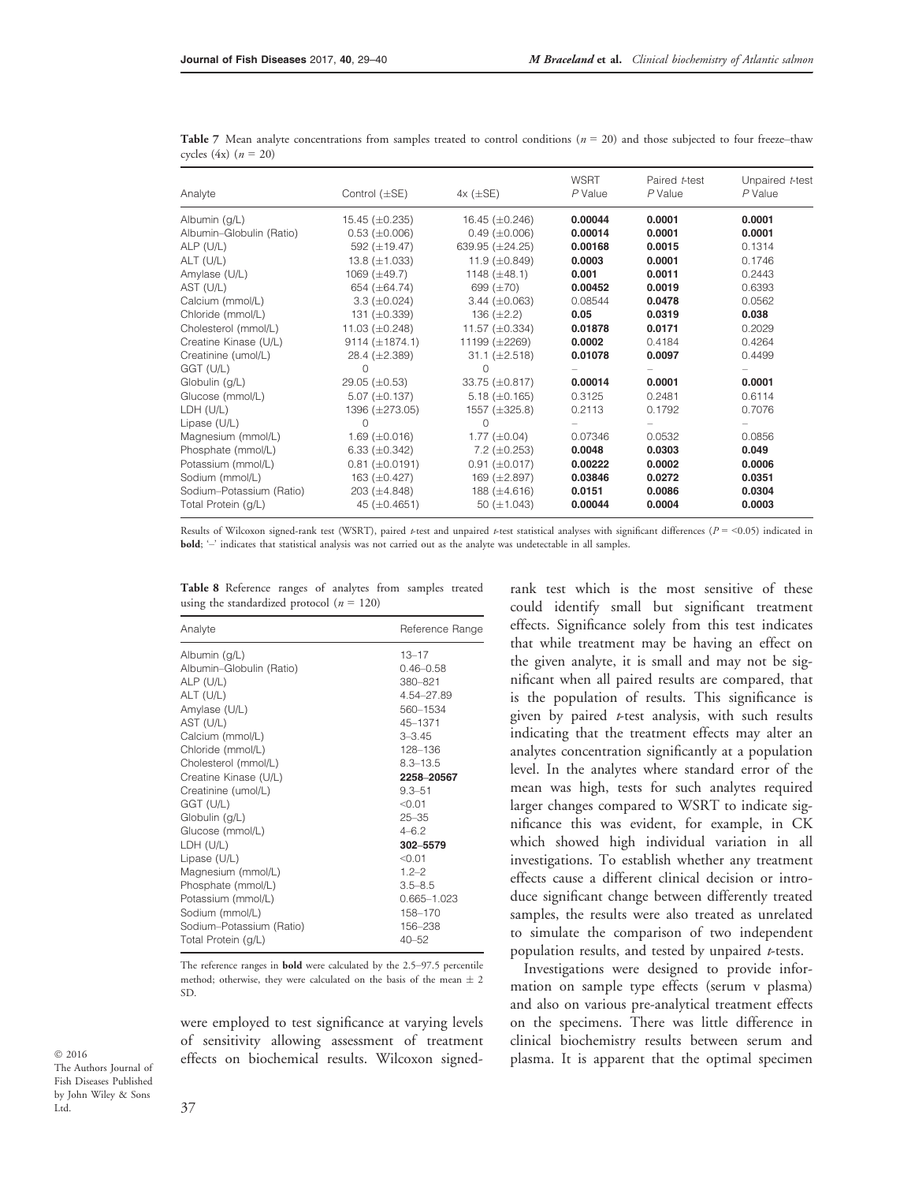**Table 7** Mean analyte concentrations from samples treated to control conditions ($n = 20$) and those subjected to four freeze–thaw cycles (4x) ($n = 20$)

| Analyte | Control (±SE) | 4x (±SE) | WSRT *P* Value | Paired *t*-test *P* Value | Unpaired *t*-test *P* Value |
|---|---|---|---|---|---|
| Albumin (g/L) | 15.45 (±0.235) | 16.45 (±0.246) | **0.00044** | **0.0001** | **0.0001** |
| Albumin–Globulin (Ratio) | 0.53 (±0.006) | 0.49 (±0.006) | **0.00014** | **0.0001** | **0.0001** |
| ALP (U/L) | 592 (±19.47) | 639.95 (±24.25) | **0.00168** | **0.0015** | 0.1314 |
| ALT (U/L) | 13.8 (±1.033) | 11.9 (±0.849) | **0.0003** | **0.0001** | 0.1746 |
| Amylase (U/L) | 1069 (±49.7) | 1148 (±48.1) | **0.001** | **0.0011** | 0.2443 |
| AST (U/L) | 654 (±64.74) | 699 (±70) | **0.00452** | **0.0019** | 0.6393 |
| Calcium (mmol/L) | 3.3 (±0.024) | 3.44 (±0.063) | 0.08544 | **0.0478** | 0.0562 |
| Chloride (mmol/L) | 131 (±0.339) | 136 (±2.2) | **0.05** | **0.0319** | **0.038** |
| Cholesterol (mmol/L) | 11.03 (±0.248) | 11.57 (±0.334) | **0.01878** | **0.0171** | 0.2029 |
| Creatine Kinase (U/L) | 9114 (±1874.1) | 11199 (±2269) | **0.0002** | 0.4184 | 0.4264 |
| Creatinine (umol/L) | 28.4 (±2.389) | 31.1 (±2.518) | **0.01078** | **0.0097** | 0.4499 |
| GGT (U/L) | 0 | 0 | – | – | – |
| Globulin (g/L) | 29.05 (±0.53) | 33.75 (±0.817) | **0.00014** | **0.0001** | **0.0001** |
| Glucose (mmol/L) | 5.07 (±0.137) | 5.18 (±0.165) | 0.3125 | 0.2481 | 0.6114 |
| LDH (U/L) | 1396 (±273.05) | 1557 (±325.8) | 0.2113 | 0.1792 | 0.7076 |
| Lipase (U/L) | 0 | 0 | – | – | – |
| Magnesium (mmol/L) | 1.69 (±0.016) | 1.77 (±0.04) | 0.07346 | 0.0532 | 0.0856 |
| Phosphate (mmol/L) | 6.33 (±0.342) | 7.2 (±0.253) | **0.0048** | **0.0303** | **0.049** |
| Potassium (mmol/L) | 0.81 (±0.0191) | 0.91 (±0.017) | **0.00222** | **0.0002** | **0.0006** |
| Sodium (mmol/L) | 163 (±0.427) | 169 (±2.897) | **0.03846** | **0.0272** | **0.0351** |
| Sodium–Potassium (Ratio) | 203 (±4.848) | 188 (±4.616) | **0.0151** | **0.0086** | **0.0304** |
| Total Protein (g/L) | 45 (±0.4651) | 50 (±1.043) | **0.00044** | **0.0004** | **0.0003** |

Results of Wilcoxon signed-rank test (WSRT), paired *t*-test and unpaired *t*-test statistical analyses with significant differences ($P = <0.05$) indicated in **bold**; '–' indicates that statistical analysis was not carried out as the analyte was undetectable in all samples.

**Table 8** Reference ranges of analytes from samples treated using the standardized protocol ($n = 120$)

| Analyte | Reference Range |
|---|---|
| Albumin (g/L) | 13–17 |
| Albumin–Globulin (Ratio) | 0.46–0.58 |
| ALP (U/L) | 380–821 |
| ALT (U/L) | 4.54–27.89 |
| Amylase (U/L) | 560–1534 |
| AST (U/L) | 45–1371 |
| Calcium (mmol/L) | 3–3.45 |
| Chloride (mmol/L) | 128–136 |
| Cholesterol (mmol/L) | 8.3–13.5 |
| Creatine Kinase (U/L) | **2258–20567** |
| Creatinine (umol/L) | 9.3–51 |
| GGT (U/L) | <0.01 |
| Globulin (g/L) | 25–35 |
| Glucose (mmol/L) | 4–6.2 |
| LDH (U/L) | **302–5579** |
| Lipase (U/L) | <0.01 |
| Magnesium (mmol/L) | 1.2–2 |
| Phosphate (mmol/L) | 3.5–8.5 |
| Potassium (mmol/L) | 0.665–1.023 |
| Sodium (mmol/L) | 158–170 |
| Sodium–Potassium (Ratio) | 156–238 |
| Total Protein (g/L) | 40–52 |

The reference ranges in **bold** were calculated by the 2.5–97.5 percentile method; otherwise, they were calculated on the basis of the mean ± 2 SD.

were employed to test significance at varying levels of sensitivity allowing assessment of treatment effects on biochemical results. Wilcoxon signed-rank test which is the most sensitive of these could identify small but significant treatment effects. Significance solely from this test indicates that while treatment may be having an effect on the given analyte, it is small and may not be significant when all paired results are compared, that is the population of results. This significance is given by paired *t*-test analysis, with such results indicating that the treatment effects may alter an analytes concentration significantly at a population level. In the analytes where standard error of the mean was high, tests for such analytes required larger changes compared to WSRT to indicate significance this was evident, for example, in CK which showed high individual variation in all investigations. To establish whether any treatment effects cause a different clinical decision or introduce significant change between differently treated samples, the results were also treated as unrelated to simulate the comparison of two independent population results, and tested by unpaired *t*-tests.

Investigations were designed to provide information on sample type effects (serum v plasma) and also on various pre-analytical treatment effects on the specimens. There was little difference in clinical biochemistry results between serum and plasma. It is apparent that the optimal specimen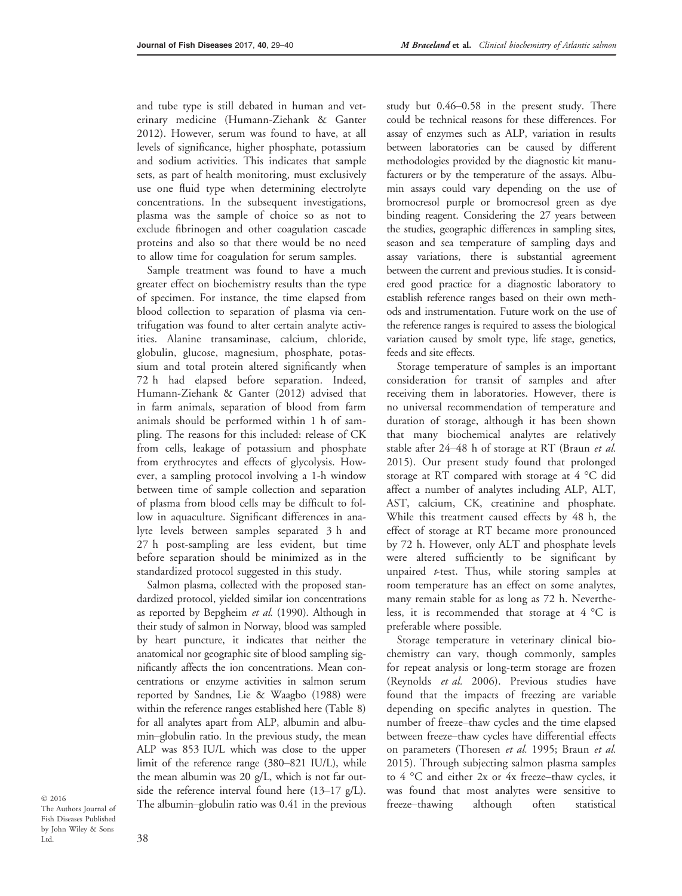and tube type is still debated in human and veterinary medicine (Humann-Ziehank & Ganter 2012). However, serum was found to have, at all levels of significance, higher phosphate, potassium and sodium activities. This indicates that sample sets, as part of health monitoring, must exclusively use one fluid type when determining electrolyte concentrations. In the subsequent investigations, plasma was the sample of choice so as not to exclude fibrinogen and other coagulation cascade proteins and also so that there would be no need to allow time for coagulation for serum samples.

Sample treatment was found to have a much greater effect on biochemistry results than the type of specimen. For instance, the time elapsed from blood collection to separation of plasma via centrifugation was found to alter certain analyte activities. Alanine transaminase, calcium, chloride, globulin, glucose, magnesium, phosphate, potassium and total protein altered significantly when 72 h had elapsed before separation. Indeed, Humann-Ziehank & Ganter (2012) advised that in farm animals, separation of blood from farm animals should be performed within 1 h of sampling. The reasons for this included: release of CK from cells, leakage of potassium and phosphate from erythrocytes and effects of glycolysis. However, a sampling protocol involving a 1-h window between time of sample collection and separation of plasma from blood cells may be difficult to follow in aquaculture. Significant differences in analyte levels between samples separated 3 h and 27 h post-sampling are less evident, but time before separation should be minimized as in the standardized protocol suggested in this study.

Salmon plasma, collected with the proposed standardized protocol, yielded similar ion concentrations as reported by Bepgheim *et al.* (1990). Although in their study of salmon in Norway, blood was sampled by heart puncture, it indicates that neither the anatomical nor geographic site of blood sampling significantly affects the ion concentrations. Mean concentrations or enzyme activities in salmon serum reported by Sandnes, Lie & Waagbo (1988) were within the reference ranges established here (Table 8) for all analytes apart from ALP, albumin and albumin–globulin ratio. In the previous study, the mean ALP was 853 IU/L which was close to the upper limit of the reference range (380–821 IU/L), while the mean albumin was 20 g/L, which is not far outside the reference interval found here (13–17 g/L). The albumin–globulin ratio was 0.41 in the previous study but 0.46–0.58 in the present study. There could be technical reasons for these differences. For assay of enzymes such as ALP, variation in results between laboratories can be caused by different methodologies provided by the diagnostic kit manufacturers or by the temperature of the assays. Albumin assays could vary depending on the use of bromocresol purple or bromocresol green as dye binding reagent. Considering the 27 years between the studies, geographic differences in sampling sites, season and sea temperature of sampling days and assay variations, there is substantial agreement between the current and previous studies. It is considered good practice for a diagnostic laboratory to establish reference ranges based on their own methods and instrumentation. Future work on the use of the reference ranges is required to assess the biological variation caused by smolt type, life stage, genetics, feeds and site effects.

Storage temperature of samples is an important consideration for transit of samples and after receiving them in laboratories. However, there is no universal recommendation of temperature and duration of storage, although it has been shown that many biochemical analytes are relatively stable after 24–48 h of storage at RT (Braun *et al.* 2015). Our present study found that prolonged storage at RT compared with storage at 4 °C did affect a number of analytes including ALP, ALT, AST, calcium, CK, creatinine and phosphate. While this treatment caused effects by 48 h, the effect of storage at RT became more pronounced by 72 h. However, only ALT and phosphate levels were altered sufficiently to be significant by unpaired *t*-test. Thus, while storing samples at room temperature has an effect on some analytes, many remain stable for as long as 72 h. Nevertheless, it is recommended that storage at 4 °C is preferable where possible.

Storage temperature in veterinary clinical biochemistry can vary, though commonly, samples for repeat analysis or long-term storage are frozen (Reynolds *et al.* 2006). Previous studies have found that the impacts of freezing are variable depending on specific analytes in question. The number of freeze–thaw cycles and the time elapsed between freeze–thaw cycles have differential effects on parameters (Thoresen *et al.* 1995; Braun *et al.* 2015). Through subjecting salmon plasma samples to 4 °C and either 2x or 4x freeze–thaw cycles, it was found that most analytes were sensitive to freeze–thawing although often statistical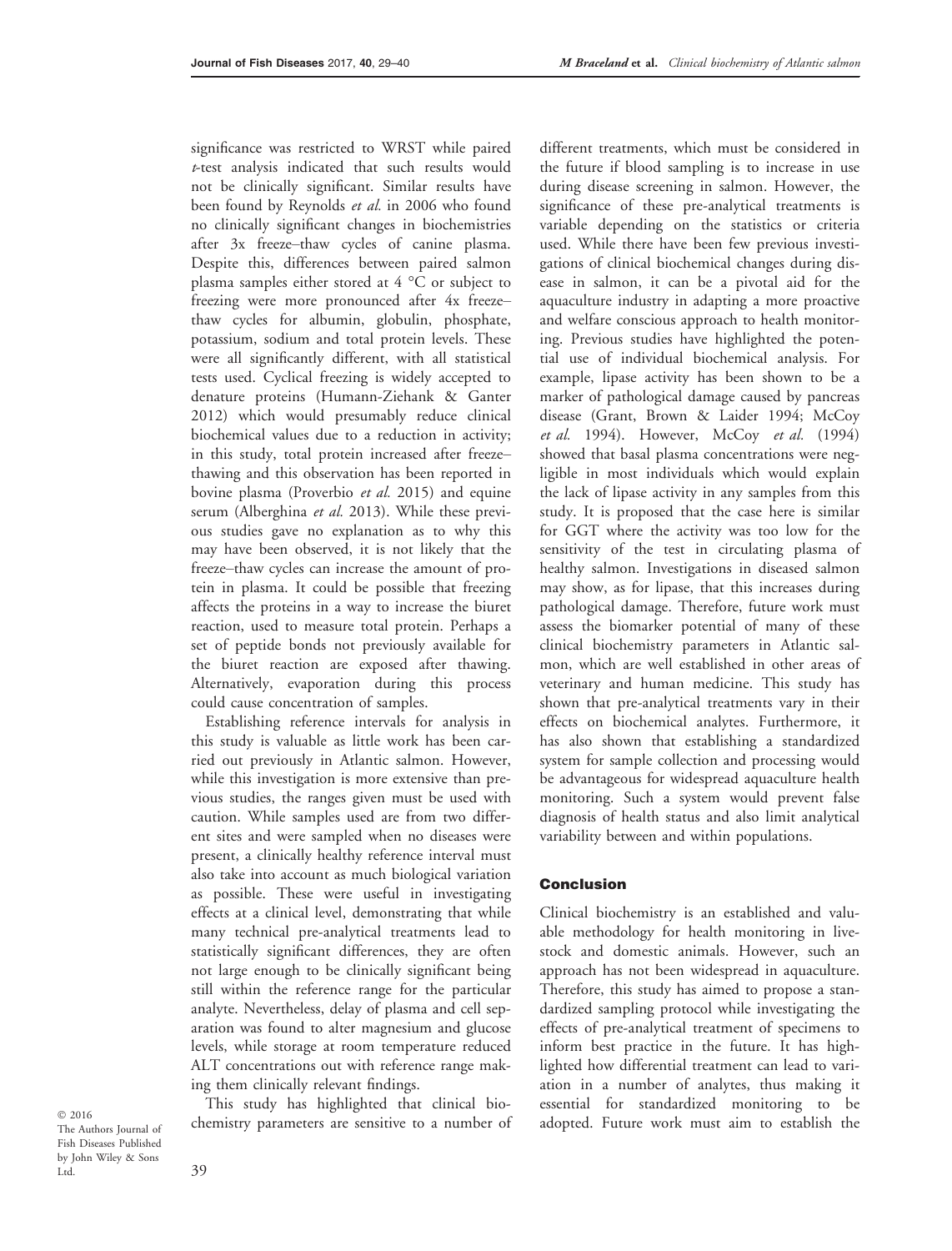significance was restricted to WRST while paired *t*-test analysis indicated that such results would not be clinically significant. Similar results have been found by Reynolds *et al.* in 2006 who found no clinically significant changes in biochemistries after 3x freeze–thaw cycles of canine plasma. Despite this, differences between paired salmon plasma samples either stored at 4 °C or subject to freezing were more pronounced after 4x freeze–thaw cycles for albumin, globulin, phosphate, potassium, sodium and total protein levels. These were all significantly different, with all statistical tests used. Cyclical freezing is widely accepted to denature proteins (Humann-Ziehank & Ganter 2012) which would presumably reduce clinical biochemical values due to a reduction in activity; in this study, total protein increased after freeze–thawing and this observation has been reported in bovine plasma (Proverbio *et al.* 2015) and equine serum (Alberghina *et al.* 2013). While these previous studies gave no explanation as to why this may have been observed, it is not likely that the freeze–thaw cycles can increase the amount of protein in plasma. It could be possible that freezing affects the proteins in a way to increase the biuret reaction, used to measure total protein. Perhaps a set of peptide bonds not previously available for the biuret reaction are exposed after thawing. Alternatively, evaporation during this process could cause concentration of samples.

Establishing reference intervals for analysis in this study is valuable as little work has been carried out previously in Atlantic salmon. However, while this investigation is more extensive than previous studies, the ranges given must be used with caution. While samples used are from two different sites and were sampled when no diseases were present, a clinically healthy reference interval must also take into account as much biological variation as possible. These were useful in investigating effects at a clinical level, demonstrating that while many technical pre-analytical treatments lead to statistically significant differences, they are often not large enough to be clinically significant being still within the reference range for the particular analyte. Nevertheless, delay of plasma and cell separation was found to alter magnesium and glucose levels, while storage at room temperature reduced ALT concentrations out with reference range making them clinically relevant findings.

This study has highlighted that clinical biochemistry parameters are sensitive to a number of different treatments, which must be considered in the future if blood sampling is to increase in use during disease screening in salmon. However, the significance of these pre-analytical treatments is variable depending on the statistics or criteria used. While there have been few previous investigations of clinical biochemical changes during disease in salmon, it can be a pivotal aid for the aquaculture industry in adapting a more proactive and welfare conscious approach to health monitoring. Previous studies have highlighted the potential use of individual biochemical analysis. For example, lipase activity has been shown to be a marker of pathological damage caused by pancreas disease (Grant, Brown & Laider 1994; McCoy *et al.* 1994). However, McCoy *et al.* (1994) showed that basal plasma concentrations were negligible in most individuals which would explain the lack of lipase activity in any samples from this study. It is proposed that the case here is similar for GGT where the activity was too low for the sensitivity of the test in circulating plasma of healthy salmon. Investigations in diseased salmon may show, as for lipase, that this increases during pathological damage. Therefore, future work must assess the biomarker potential of many of these clinical biochemistry parameters in Atlantic salmon, which are well established in other areas of veterinary and human medicine. This study has shown that pre-analytical treatments vary in their effects on biochemical analytes. Furthermore, it has also shown that establishing a standardized system for sample collection and processing would be advantageous for widespread aquaculture health monitoring. Such a system would prevent false diagnosis of health status and also limit analytical variability between and within populations.

## Conclusion

Clinical biochemistry is an established and valuable methodology for health monitoring in livestock and domestic animals. However, such an approach has not been widespread in aquaculture. Therefore, this study has aimed to propose a standardized sampling protocol while investigating the effects of pre-analytical treatment of specimens to inform best practice in the future. It has highlighted how differential treatment can lead to variation in a number of analytes, thus making it essential for standardized monitoring to be adopted. Future work must aim to establish the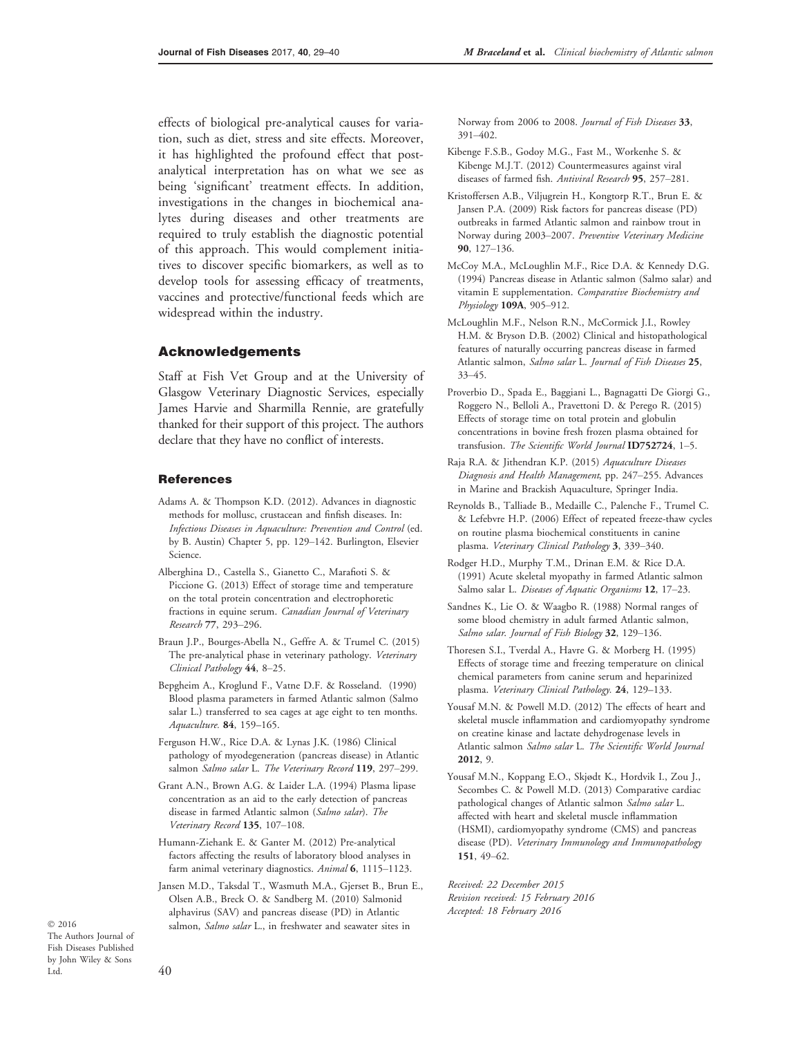effects of biological pre-analytical causes for variation, such as diet, stress and site effects. Moreover, it has highlighted the profound effect that post-analytical interpretation has on what we see as being 'significant' treatment effects. In addition, investigations in the changes in biochemical analytes during diseases and other treatments are required to truly establish the diagnostic potential of this approach. This would complement initiatives to discover specific biomarkers, as well as to develop tools for assessing efficacy of treatments, vaccines and protective/functional feeds which are widespread within the industry.

## Acknowledgements

Staff at Fish Vet Group and at the University of Glasgow Veterinary Diagnostic Services, especially James Harvie and Sharmilla Rennie, are gratefully thanked for their support of this project. The authors declare that they have no conflict of interests.

## References

Adams A. & Thompson K.D. (2012). Advances in diagnostic methods for mollusc, crustacean and finfish diseases. In: *Infectious Diseases in Aquaculture: Prevention and Control* (ed. by B. Austin) Chapter 5, pp. 129–142. Burlington, Elsevier Science.

Alberghina D., Castella S., Gianetto C., Marafioti S. & Piccione G. (2013) Effect of storage time and temperature on the total protein concentration and electrophoretic fractions in equine serum. *Canadian Journal of Veterinary Research* **77**, 293–296.

Braun J.P., Bourges-Abella N., Geffre A. & Trumel C. (2015) The pre-analytical phase in veterinary pathology. *Veterinary Clinical Pathology* **44**, 8–25.

Bepgheim A., Kroglund F., Vatne D.F. & Rosseland. (1990) Blood plasma parameters in farmed Atlantic salmon (Salmo salar L.) transferred to sea cages at age eight to ten months. *Aquaculture.* **84**, 159–165.

Ferguson H.W., Rice D.A. & Lynas J.K. (1986) Clinical pathology of myodegeneration (pancreas disease) in Atlantic salmon *Salmo salar* L. *The Veterinary Record* **119**, 297–299.

Grant A.N., Brown A.G. & Laider L.A. (1994) Plasma lipase concentration as an aid to the early detection of pancreas disease in farmed Atlantic salmon (*Salmo salar*). *The Veterinary Record* **135**, 107–108.

Humann-Ziehank E. & Ganter M. (2012) Pre-analytical factors affecting the results of laboratory blood analyses in farm animal veterinary diagnostics. *Animal* **6**, 1115–1123.

Jansen M.D., Taksdal T., Wasmuth M.A., Gjerset B., Brun E., Olsen A.B., Breck O. & Sandberg M. (2010) Salmonid alphavirus (SAV) and pancreas disease (PD) in Atlantic salmon, *Salmo salar* L., in freshwater and seawater sites in Norway from 2006 to 2008. *Journal of Fish Diseases* **33**, 391–402.

Kibenge F.S.B., Godoy M.G., Fast M., Workenhe S. & Kibenge M.J.T. (2012) Countermeasures against viral diseases of farmed fish. *Antiviral Research* **95**, 257–281.

Kristoffersen A.B., Viljugrein H., Kongtorp R.T., Brun E. & Jansen P.A. (2009) Risk factors for pancreas disease (PD) outbreaks in farmed Atlantic salmon and rainbow trout in Norway during 2003–2007. *Preventive Veterinary Medicine* **90**, 127–136.

McCoy M.A., McLoughlin M.F., Rice D.A. & Kennedy D.G. (1994) Pancreas disease in Atlantic salmon (Salmo salar) and vitamin E supplementation. *Comparative Biochemistry and Physiology* **109A**, 905–912.

McLoughlin M.F., Nelson R.N., McCormick J.I., Rowley H.M. & Bryson D.B. (2002) Clinical and histopathological features of naturally occurring pancreas disease in farmed Atlantic salmon, *Salmo salar* L. *Journal of Fish Diseases* **25**, 33–45.

Proverbio D., Spada E., Baggiani L., Bagnagatti De Giorgi G., Roggero N., Belloli A., Pravettoni D. & Perego R. (2015) Effects of storage time on total protein and globulin concentrations in bovine fresh frozen plasma obtained for transfusion. *The Scientific World Journal* **ID752724**, 1–5.

Raja R.A. & Jithendran K.P. (2015) *Aquaculture Diseases Diagnosis and Health Management*, pp. 247–255. Advances in Marine and Brackish Aquaculture, Springer India.

Reynolds B., Talliade B., Medaille C., Palenche F., Trumel C. & Lefebvre H.P. (2006) Effect of repeated freeze-thaw cycles on routine plasma biochemical constituents in canine plasma. *Veterinary Clinical Pathology* **3**, 339–340.

Rodger H.D., Murphy T.M., Drinan E.M. & Rice D.A. (1991) Acute skeletal myopathy in farmed Atlantic salmon Salmo salar L. *Diseases of Aquatic Organisms* **12**, 17–23.

Sandnes K., Lie O. & Waagbo R. (1988) Normal ranges of some blood chemistry in adult farmed Atlantic salmon, *Salmo salar. Journal of Fish Biology* **32**, 129–136.

Thoresen S.I., Tverdal A., Havre G. & Morberg H. (1995) Effects of storage time and freezing temperature on clinical chemical parameters from canine serum and heparinized plasma. *Veterinary Clinical Pathology.* **24**, 129–133.

Yousaf M.N. & Powell M.D. (2012) The effects of heart and skeletal muscle inflammation and cardiomyopathy syndrome on creatine kinase and lactate dehydrogenase levels in Atlantic salmon *Salmo salar* L. *The Scientific World Journal* **2012**, 9.

Yousaf M.N., Koppang E.O., Skjødt K., Hordvik I., Zou J., Secombes C. & Powell M.D. (2013) Comparative cardiac pathological changes of Atlantic salmon *Salmo salar* L. affected with heart and skeletal muscle inflammation (HSMI), cardiomyopathy syndrome (CMS) and pancreas disease (PD). *Veterinary Immunology and Immunopathology* **151**, 49–62.

*Received: 22 December 2015*
*Revision received: 15 February 2016*
*Accepted: 18 February 2016*